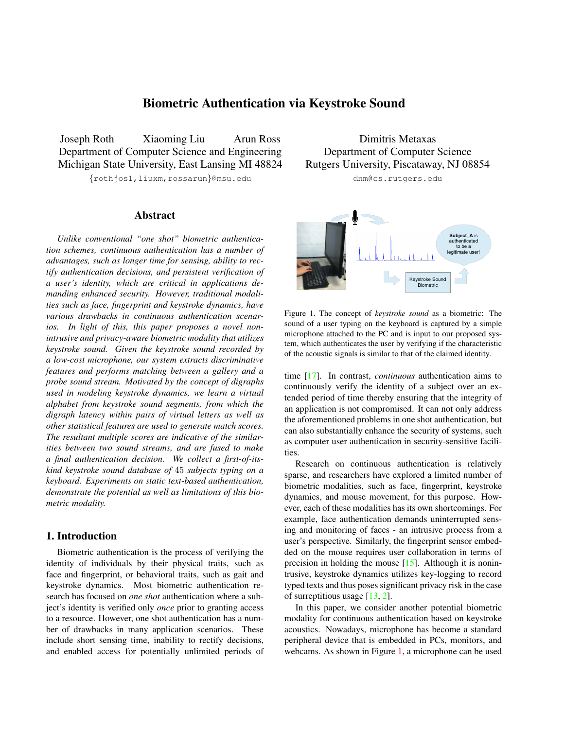# Biometric Authentication via Keystroke Sound

Joseph Roth Xiaoming Liu Arun Ross
Department of Computer Science and Engineering
Michigan State University, East Lansing MI 48824
{rothjos1,liuxm,rossarun}@msu.edu

Dimitris Metaxas
Department of Computer Science
Rutgers University, Piscataway, NJ 08854
dnm@cs.rutgers.edu

## Abstract

*Unlike conventional "one shot" biometric authentication schemes, continuous authentication has a number of advantages, such as longer time for sensing, ability to rectify authentication decisions, and persistent verification of a user's identity, which are critical in applications demanding enhanced security. However, traditional modalities such as face, fingerprint and keystroke dynamics, have various drawbacks in continuous authentication scenarios. In light of this, this paper proposes a novel non-intrusive and privacy-aware biometric modality that utilizes keystroke sound. Given the keystroke sound recorded by a low-cost microphone, our system extracts discriminative features and performs matching between a gallery and a probe sound stream. Motivated by the concept of digraphs used in modeling keystroke dynamics, we learn a virtual alphabet from keystroke sound segments, from which the digraph latency within pairs of virtual letters as well as other statistical features are used to generate match scores. The resultant multiple scores are indicative of the similarities between two sound streams, and are fused to make a final authentication decision. We collect a first-of-its-kind keystroke sound database of 45 subjects typing on a keyboard. Experiments on static text-based authentication, demonstrate the potential as well as limitations of this biometric modality.*

## 1. Introduction

Biometric authentication is the process of verifying the identity of individuals by their physical traits, such as face and fingerprint, or behavioral traits, such as gait and keystroke dynamics. Most biometric authentication research has focused on *one shot* authentication where a subject's identity is verified only *once* prior to granting access to a resource. However, one shot authentication has a number of drawbacks in many application scenarios. These include short sensing time, inability to rectify decisions, and enabled access for potentially unlimited periods of time [17]. In contrast, *continuous* authentication aims to continuously verify the identity of a subject over an extended period of time thereby ensuring that the integrity of an application is not compromised. It can not only address the aforementioned problems in one shot authentication, but can also substantially enhance the security of systems, such as computer user authentication in security-sensitive facilities.

Figure 1. The concept of *keystroke sound* as a biometric: The sound of a user typing on the keyboard is captured by a simple microphone attached to the PC and is input to our proposed system, which authenticates the user by verifying if the characteristic of the acoustic signals is similar to that of the claimed identity.

Research on continuous authentication is relatively sparse, and researchers have explored a limited number of biometric modalities, such as face, fingerprint, keystroke dynamics, and mouse movement, for this purpose. However, each of these modalities has its own shortcomings. For example, face authentication demands uninterrupted sensing and monitoring of faces - an intrusive process from a user's perspective. Similarly, the fingerprint sensor embedded on the mouse requires user collaboration in terms of precision in holding the mouse [15]. Although it is nonintrusive, keystroke dynamics utilizes key-logging to record typed texts and thus poses significant privacy risk in the case of surreptitious usage [13, 2].

In this paper, we consider another potential biometric modality for continuous authentication based on keystroke acoustics. Nowadays, microphone has become a standard peripheral device that is embedded in PCs, monitors, and webcams. As shown in Figure 1, a microphone can be used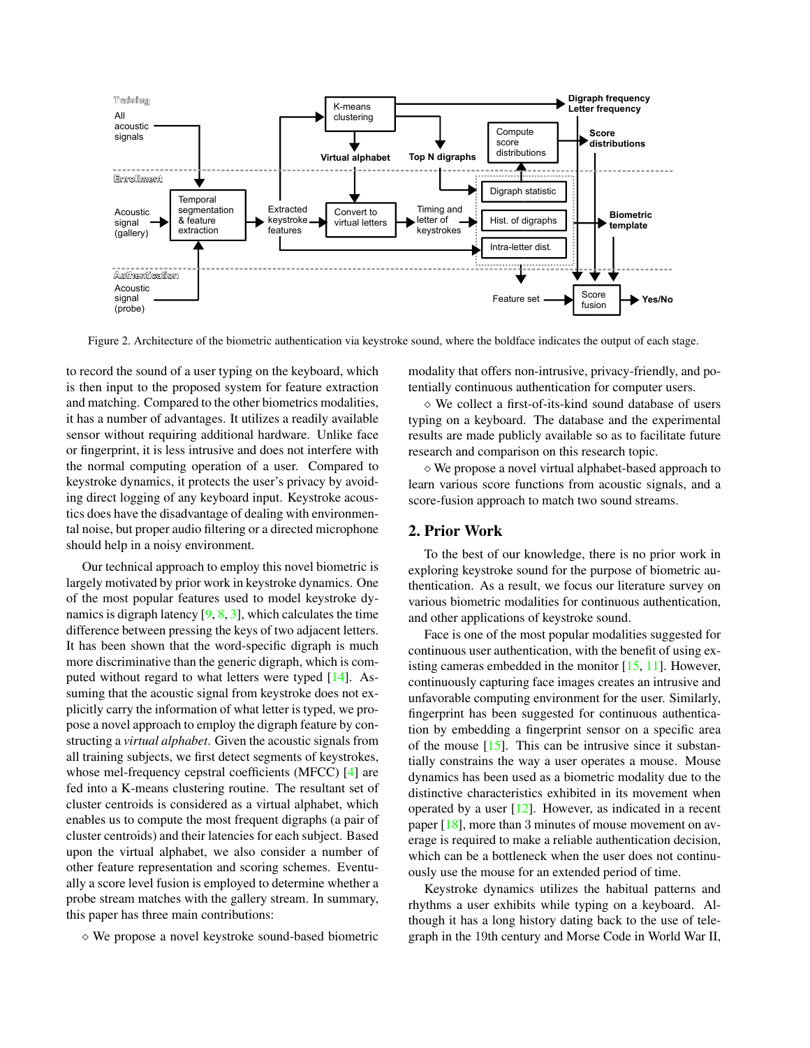Figure 2. Architecture of the biometric authentication via keystroke sound, where the boldface indicates the output of each stage.

to record the sound of a user typing on the keyboard, which is then input to the proposed system for feature extraction and matching. Compared to the other biometrics modalities, it has a number of advantages. It utilizes a readily available sensor without requiring additional hardware. Unlike face or fingerprint, it is less intrusive and does not interfere with the normal computing operation of a user. Compared to keystroke dynamics, it protects the user's privacy by avoiding direct logging of any keyboard input. Keystroke acoustics does have the disadvantage of dealing with environmental noise, but proper audio filtering or a directed microphone should help in a noisy environment.

Our technical approach to employ this novel biometric is largely motivated by prior work in keystroke dynamics. One of the most popular features used to model keystroke dynamics is digraph latency [9, 8, 3], which calculates the time difference between pressing the keys of two adjacent letters. It has been shown that the word-specific digraph is much more discriminative than the generic digraph, which is computed without regard to what letters were typed [14]. Assuming that the acoustic signal from keystroke does not explicitly carry the information of what letter is typed, we propose a novel approach to employ the digraph feature by constructing a *virtual alphabet*. Given the acoustic signals from all training subjects, we first detect segments of keystrokes, whose mel-frequency cepstral coefficients (MFCC) [4] are fed into a K-means clustering routine. The resultant set of cluster centroids is considered as a virtual alphabet, which enables us to compute the most frequent digraphs (a pair of cluster centroids) and their latencies for each subject. Based upon the virtual alphabet, we also consider a number of other feature representation and scoring schemes. Eventually a score level fusion is employed to determine whether a probe stream matches with the gallery stream. In summary, this paper has three main contributions:

⋄ We propose a novel keystroke sound-based biometric modality that offers non-intrusive, privacy-friendly, and potentially continuous authentication for computer users.

⋄ We collect a first-of-its-kind sound database of users typing on a keyboard. The database and the experimental results are made publicly available so as to facilitate future research and comparison on this research topic.

⋄ We propose a novel virtual alphabet-based approach to learn various score functions from acoustic signals, and a score-fusion approach to match two sound streams.

## 2. Prior Work

To the best of our knowledge, there is no prior work in exploring keystroke sound for the purpose of biometric authentication. As a result, we focus our literature survey on various biometric modalities for continuous authentication, and other applications of keystroke sound.

Face is one of the most popular modalities suggested for continuous user authentication, with the benefit of using existing cameras embedded in the monitor [15, 11]. However, continuously capturing face images creates an intrusive and unfavorable computing environment for the user. Similarly, fingerprint has been suggested for continuous authentication by embedding a fingerprint sensor on a specific area of the mouse [15]. This can be intrusive since it substantially constrains the way a user operates a mouse. Mouse dynamics has been used as a biometric modality due to the distinctive characteristics exhibited in its movement when operated by a user [12]. However, as indicated in a recent paper [18], more than 3 minutes of mouse movement on average is required to make a reliable authentication decision, which can be a bottleneck when the user does not continuously use the mouse for an extended period of time.

Keystroke dynamics utilizes the habitual patterns and rhythms a user exhibits while typing on a keyboard. Although it has a long history dating back to the use of telegraph in the 19th century and Morse Code in World War II,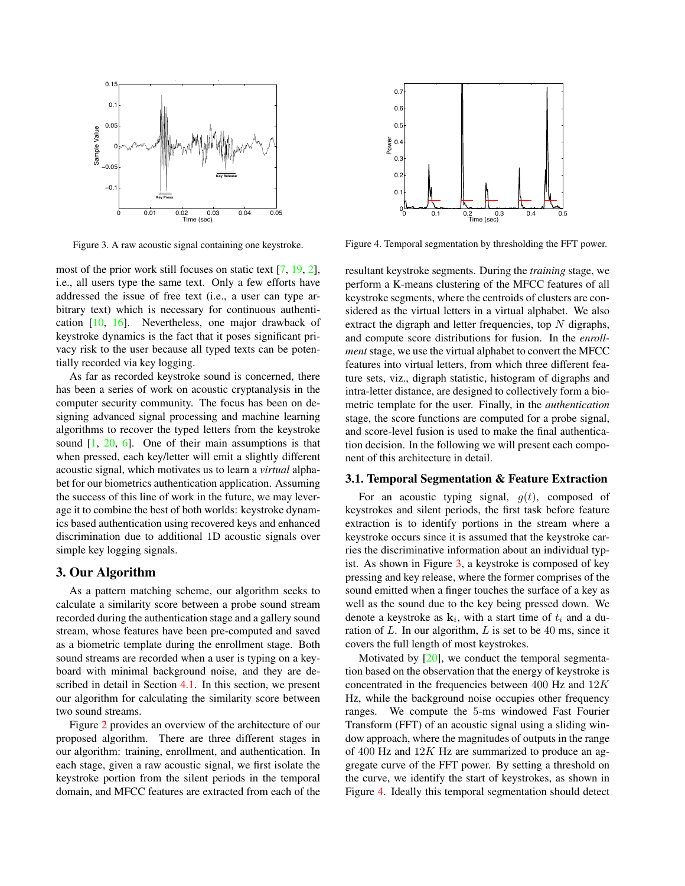Figure 3. A raw acoustic signal containing one keystroke.

Figure 4. Temporal segmentation by thresholding the FFT power.

most of the prior work still focuses on static text [7, 19, 2], i.e., all users type the same text. Only a few efforts have addressed the issue of free text (i.e., a user can type arbitrary text) which is necessary for continuous authentication [10, 16]. Nevertheless, one major drawback of keystroke dynamics is the fact that it poses significant privacy risk to the user because all typed texts can be potentially recorded via key logging.

As far as recorded keystroke sound is concerned, there has been a series of work on acoustic cryptanalysis in the computer security community. The focus has been on designing advanced signal processing and machine learning algorithms to recover the typed letters from the keystroke sound [1, 20, 6]. One of their main assumptions is that when pressed, each key/letter will emit a slightly different acoustic signal, which motivates us to learn a *virtual* alphabet for our biometrics authentication application. Assuming the success of this line of work in the future, we may leverage it to combine the best of both worlds: keystroke dynamics based authentication using recovered keys and enhanced discrimination due to additional 1D acoustic signals over simple key logging signals.

## 3. Our Algorithm

As a pattern matching scheme, our algorithm seeks to calculate a similarity score between a probe sound stream recorded during the authentication stage and a gallery sound stream, whose features have been pre-computed and saved as a biometric template during the enrollment stage. Both sound streams are recorded when a user is typing on a keyboard with minimal background noise, and they are described in detail in Section 4.1. In this section, we present our algorithm for calculating the similarity score between two sound streams.

Figure 2 provides an overview of the architecture of our proposed algorithm. There are three different stages in our algorithm: training, enrollment, and authentication. In each stage, given a raw acoustic signal, we first isolate the keystroke portion from the silent periods in the temporal domain, and MFCC features are extracted from each of the resultant keystroke segments. During the *training* stage, we perform a K-means clustering of the MFCC features of all keystroke segments, where the centroids of clusters are considered as the virtual letters in a virtual alphabet. We also extract the digraph and letter frequencies, top $N$ digraphs, and compute score distributions for fusion. In the *enrollment* stage, we use the virtual alphabet to convert the MFCC features into virtual letters, from which three different feature sets, viz., digraph statistic, histogram of digraphs and intra-letter distance, are designed to collectively form a biometric template for the user. Finally, in the *authentication* stage, the score functions are computed for a probe signal, and score-level fusion is used to make the final authentication decision. In the following we will present each component of this architecture in detail.

### 3.1. Temporal Segmentation & Feature Extraction

For an acoustic typing signal, $g(t)$, composed of keystrokes and silent periods, the first task before feature extraction is to identify portions in the stream where a keystroke occurs since it is assumed that the keystroke carries the discriminative information about an individual typist. As shown in Figure 3, a keystroke is composed of key pressing and key release, where the former comprises of the sound emitted when a finger touches the surface of a key as well as the sound due to the key being pressed down. We denote a keystroke as $\mathbf{k}_i$, with a start time of $t_i$ and a duration of $L$. In our algorithm, $L$ is set to be 40 ms, since it covers the full length of most keystrokes.

Motivated by [20], we conduct the temporal segmentation based on the observation that the energy of keystroke is concentrated in the frequencies between 400 Hz and $12K$ Hz, while the background noise occupies other frequency ranges. We compute the 5-ms windowed Fast Fourier Transform (FFT) of an acoustic signal using a sliding window approach, where the magnitudes of outputs in the range of 400 Hz and $12K$ Hz are summarized to produce an aggregate curve of the FFT power. By setting a threshold on the curve, we identify the start of keystrokes, as shown in Figure 4. Ideally this temporal segmentation should detect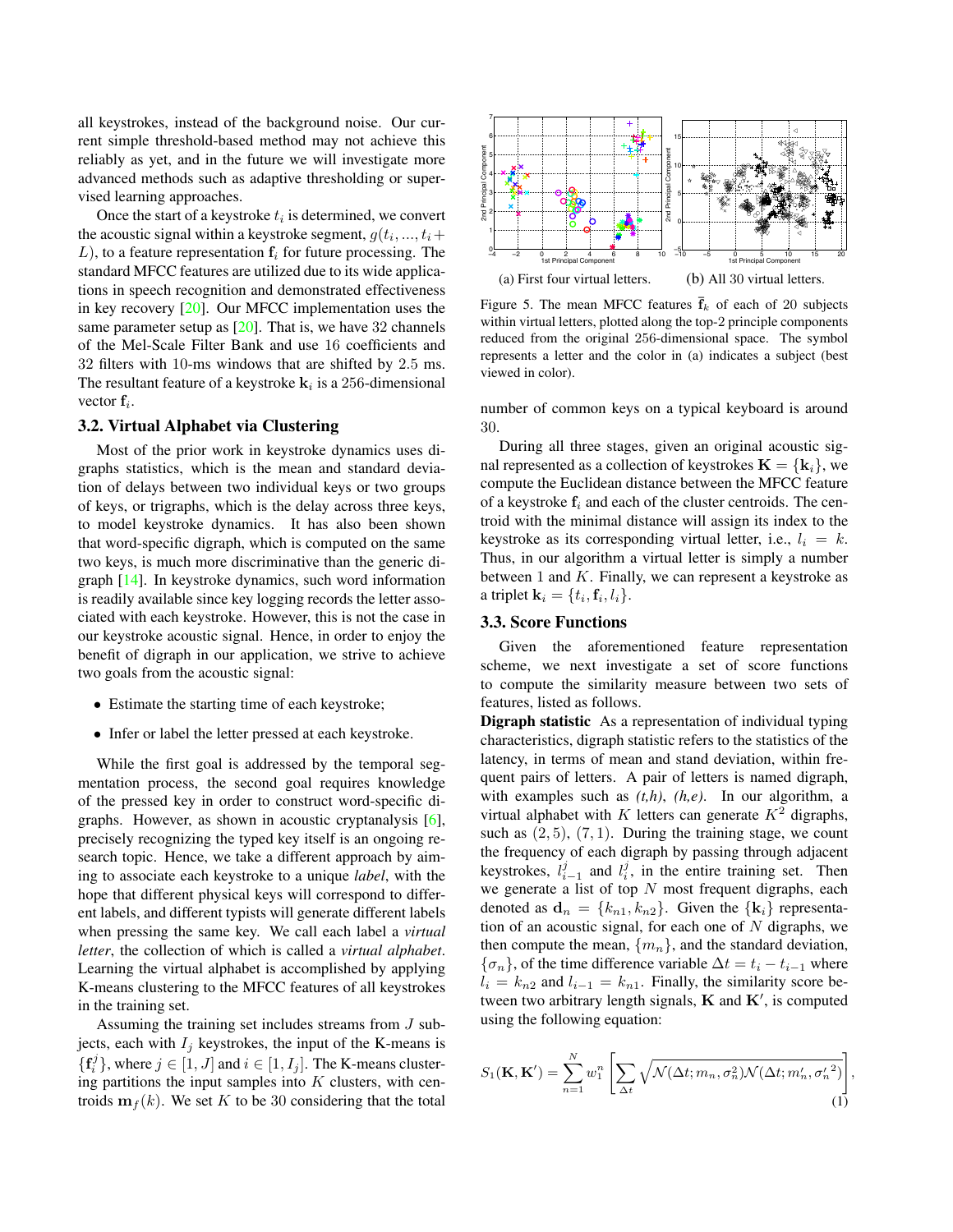all keystrokes, instead of the background noise. Our current simple threshold-based method may not achieve this reliably as yet, and in the future we will investigate more advanced methods such as adaptive thresholding or supervised learning approaches.

Once the start of a keystroke $t_i$ is determined, we convert the acoustic signal within a keystroke segment, $g(t_i, ..., t_i + L)$, to a feature representation $\mathbf{f}_i$ for future processing. The standard MFCC features are utilized due to its wide applications in speech recognition and demonstrated effectiveness in key recovery [20]. Our MFCC implementation uses the same parameter setup as [20]. That is, we have 32 channels of the Mel-Scale Filter Bank and use 16 coefficients and 32 filters with 10-ms windows that are shifted by 2.5 ms. The resultant feature of a keystroke $\mathbf{k}_i$ is a 256-dimensional vector $\mathbf{f}_i$.

### 3.2. Virtual Alphabet via Clustering

Most of the prior work in keystroke dynamics uses digraphs statistics, which is the mean and standard deviation of delays between two individual keys or two groups of keys, or trigraphs, which is the delay across three keys, to model keystroke dynamics. It has also been shown that word-specific digraph, which is computed on the same two keys, is much more discriminative than the generic digraph [14]. In keystroke dynamics, such word information is readily available since key logging records the letter associated with each keystroke. However, this is not the case in our keystroke acoustic signal. Hence, in order to enjoy the benefit of digraph in our application, we strive to achieve two goals from the acoustic signal:

- Estimate the starting time of each keystroke;
- Infer or label the letter pressed at each keystroke.

While the first goal is addressed by the temporal segmentation process, the second goal requires knowledge of the pressed key in order to construct word-specific digraphs. However, as shown in acoustic cryptanalysis [6], precisely recognizing the typed key itself is an ongoing research topic. Hence, we take a different approach by aiming to associate each keystroke to a unique *label*, with the hope that different physical keys will correspond to different labels, and different typists will generate different labels when pressing the same key. We call each label a *virtual letter*, the collection of which is called a *virtual alphabet*. Learning the virtual alphabet is accomplished by applying K-means clustering to the MFCC features of all keystrokes in the training set.

Assuming the training set includes streams from $J$ subjects, each with $I_j$ keystrokes, the input of the K-means is $\{\mathbf{f}_i^j\}$, where $j \in [1, J]$ and $i \in [1, I_j]$. The K-means clustering partitions the input samples into $K$ clusters, with centroids $\mathbf{m}_f(k)$. We set $K$ to be 30 considering that the total number of common keys on a typical keyboard is around 30.

(a) First four virtual letters. (b) All 30 virtual letters.

Figure 5. The mean MFCC features $\bar{\mathbf{f}}_k$ of each of 20 subjects within virtual letters, plotted along the top-2 principle components reduced from the original 256-dimensional space. The symbol represents a letter and the color in (a) indicates a subject (best viewed in color).

During all three stages, given an original acoustic signal represented as a collection of keystrokes $\mathbf{K} = \{\mathbf{k}_i\}$, we compute the Euclidean distance between the MFCC feature of a keystroke $\mathbf{f}_i$ and each of the cluster centroids. The centroid with the minimal distance will assign its index to the keystroke as its corresponding virtual letter, i.e., $l_i = k$. Thus, in our algorithm a virtual letter is simply a number between 1 and $K$. Finally, we can represent a keystroke as a triplet $\mathbf{k}_i = \{t_i, \mathbf{f}_i, l_i\}$.

### 3.3. Score Functions

Given the aforementioned feature representation scheme, we next investigate a set of score functions to compute the similarity measure between two sets of features, listed as follows.

**Digraph statistic** As a representation of individual typing characteristics, digraph statistic refers to the statistics of the latency, in terms of mean and stand deviation, within frequent pairs of letters. A pair of letters is named digraph, with examples such as *(t,h)*, *(h,e)*. In our algorithm, a virtual alphabet with $K$ letters can generate $K^2$ digraphs, such as $(2, 5)$, $(7, 1)$. During the training stage, we count the frequency of each digraph by passing through adjacent keystrokes, $l_{i-1}^j$ and $l_i^j$, in the entire training set. Then we generate a list of top $N$ most frequent digraphs, each denoted as $\mathbf{d}_n = \{k_{n1}, k_{n2}\}$. Given the $\{\mathbf{k}_i\}$ representation of an acoustic signal, for each one of $N$ digraphs, we then compute the mean, $\{m_n\}$, and the standard deviation, $\{\sigma_n\}$, of the time difference variable $\Delta t = t_i - t_{i-1}$ where $l_i = k_{n2}$ and $l_{i-1} = k_{n1}$. Finally, the similarity score between two arbitrary length signals, $\mathbf{K}$ and $\mathbf{K}'$, is computed using the following equation:

$$S_1(\mathbf{K}, \mathbf{K}') = \sum_{n=1}^{N} w_1^n \left[ \sum_{\Delta t} \sqrt{\mathcal{N}(\Delta t; m_n, \sigma_n^2)\mathcal{N}(\Delta t; m'_n, {\sigma'_n}^2)} \right], \tag{1}$$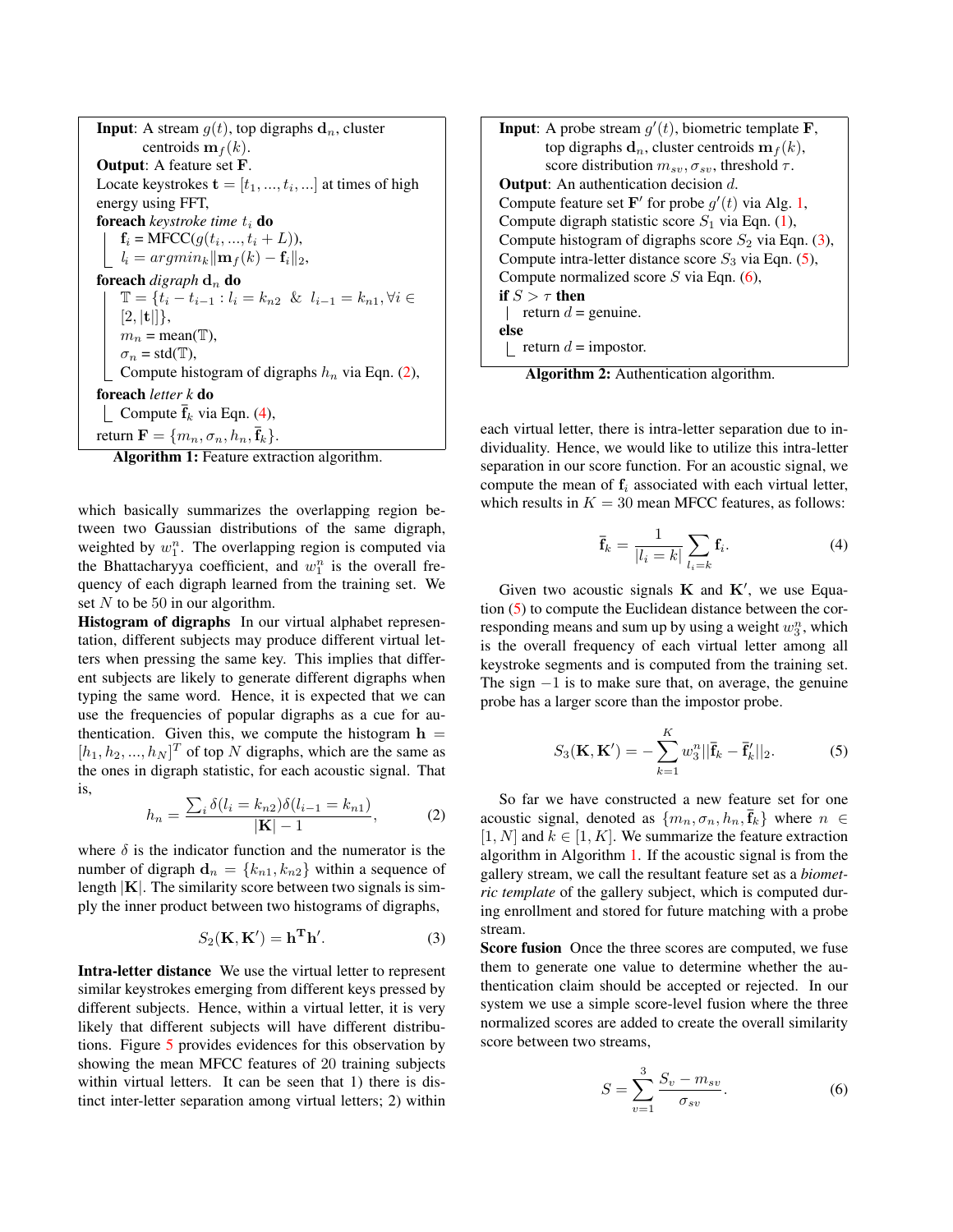**Input**: A stream $g(t)$, top digraphs $\mathbf{d}_n$, cluster centroids $\mathbf{m}_f(k)$.
**Output**: A feature set $\mathbf{F}$.
Locate keystrokes $\mathbf{t} = [t_1, ..., t_i, ...]$ at times of high energy using FFT,
**foreach** *keystroke time* $t_i$ **do**
  $\mathbf{f}_i$ = MFCC($g(t_i, ..., t_i + L)$),
  $l_i = argmin_k \|\mathbf{m}_f(k) - \mathbf{f}_i\|_2$,
**foreach** *digraph* $\mathbf{d}_n$ **do**
  $\mathbb{T} = \{t_i - t_{i-1} : l_i = k_{n2} \ \& \ l_{i-1} = k_{n1}, \forall i \in [2, |\mathbf{t}|]\}$,
  $m_n$ = mean($\mathbb{T}$),
  $\sigma_n$ = std($\mathbb{T}$),
  Compute histogram of digraphs $h_n$ via Eqn. (2),
**foreach** *letter* $k$ **do**
  Compute $\bar{\mathbf{f}}_k$ via Eqn. (4),
return $\mathbf{F} = \{m_n, \sigma_n, h_n, \bar{\mathbf{f}}_k\}$.

**Algorithm 1:** Feature extraction algorithm.

which basically summarizes the overlapping region between two Gaussian distributions of the same digraph, weighted by $w_1^n$. The overlapping region is computed via the Bhattacharyya coefficient, and $w_1^n$ is the overall frequency of each digraph learned from the training set. We set $N$ to be 50 in our algorithm.

**Histogram of digraphs** In our virtual alphabet representation, different subjects may produce different virtual letters when pressing the same key. This implies that different subjects are likely to generate different digraphs when typing the same word. Hence, it is expected that we can use the frequencies of popular digraphs as a cue for authentication. Given this, we compute the histogram $\mathbf{h} = [h_1, h_2, ..., h_N]^T$ of top $N$ digraphs, which are the same as the ones in digraph statistic, for each acoustic signal. That is,

$$h_n = \frac{\sum_i \delta(l_i = k_{n2})\delta(l_{i-1} = k_{n1})}{|\mathbf{K}| - 1}, \tag{2}$$

where $\delta$ is the indicator function and the numerator is the number of digraph $\mathbf{d}_n = \{k_{n1}, k_{n2}\}$ within a sequence of length $|\mathbf{K}|$. The similarity score between two signals is simply the inner product between two histograms of digraphs,

$$S_2(\mathbf{K}, \mathbf{K}') = \mathbf{h}^\mathbf{T}\mathbf{h}'. \tag{3}$$

**Intra-letter distance** We use the virtual letter to represent similar keystrokes emerging from different keys pressed by different subjects. Hence, within a virtual letter, it is very likely that different subjects will have different distributions. Figure 5 provides evidences for this observation by showing the mean MFCC features of 20 training subjects within virtual letters. It can be seen that 1) there is distinct inter-letter separation among virtual letters; 2) within each virtual letter, there is intra-letter separation due to individuality. Hence, we would like to utilize this intra-letter separation in our score function. For an acoustic signal, we compute the mean of $\mathbf{f}_i$ associated with each virtual letter, which results in $K = 30$ mean MFCC features, as follows:

$$\bar{\mathbf{f}}_k = \frac{1}{|l_i = k|} \sum_{l_i = k} \mathbf{f}_i. \tag{4}$$

Given two acoustic signals $\mathbf{K}$ and $\mathbf{K}'$, we use Equation (5) to compute the Euclidean distance between the corresponding means and sum up by using a weight $w_3^n$, which is the overall frequency of each virtual letter among all keystroke segments and is computed from the training set. The sign $-1$ is to make sure that, on average, the genuine probe has a larger score than the impostor probe.

$$S_3(\mathbf{K}, \mathbf{K}') = -\sum_{k=1}^{K} w_3^n ||\bar{\mathbf{f}}_k - \bar{\mathbf{f}}'_k||_2. \tag{5}$$

So far we have constructed a new feature set for one acoustic signal, denoted as $\{m_n, \sigma_n, h_n, \bar{\mathbf{f}}_k\}$ where $n \in [1, N]$ and $k \in [1, K]$. We summarize the feature extraction algorithm in Algorithm 1. If the acoustic signal is from the gallery stream, we call the resultant feature set as a *biometric template* of the gallery subject, which is computed during enrollment and stored for future matching with a probe stream.

**Score fusion** Once the three scores are computed, we fuse them to generate one value to determine whether the authentication claim should be accepted or rejected. In our system we use a simple score-level fusion where the three normalized scores are added to create the overall similarity score between two streams,

$$S = \sum_{v=1}^{3} \frac{S_v - m_{sv}}{\sigma_{sv}}. \tag{6}$$

**Input**: A probe stream $g'(t)$, biometric template $\mathbf{F}$, top digraphs $\mathbf{d}_n$, cluster centroids $\mathbf{m}_f(k)$, score distribution $m_{sv}, \sigma_{sv}$, threshold $\tau$.
**Output**: An authentication decision $d$.
Compute feature set $\mathbf{F}'$ for probe $g'(t)$ via Alg. 1,
Compute digraph statistic score $S_1$ via Eqn. (1),
Compute histogram of digraphs score $S_2$ via Eqn. (3),
Compute intra-letter distance score $S_3$ via Eqn. (5),
Compute normalized score $S$ via Eqn. (6),
**if** $S > \tau$ **then**
  return $d$ = genuine.
**else**
  return $d$ = impostor.

**Algorithm 2:** Authentication algorithm.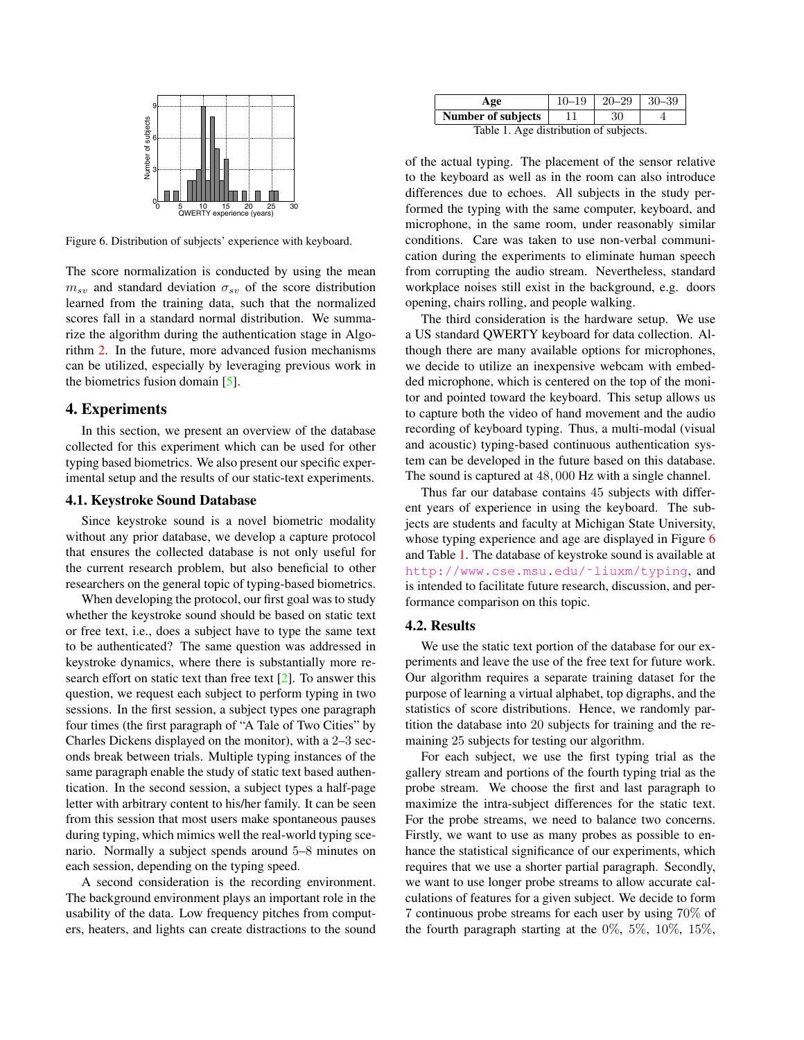Figure 6. Distribution of subjects' experience with keyboard.

The score normalization is conducted by using the mean $m_{sv}$ and standard deviation $\sigma_{sv}$ of the score distribution learned from the training data, such that the normalized scores fall in a standard normal distribution. We summarize the algorithm during the authentication stage in Algorithm 2. In the future, more advanced fusion mechanisms can be utilized, especially by leveraging previous work in the biometrics fusion domain [5].

## 4. Experiments

In this section, we present an overview of the database collected for this experiment which can be used for other typing based biometrics. We also present our specific experimental setup and the results of our static-text experiments.

### 4.1. Keystroke Sound Database

Since keystroke sound is a novel biometric modality without any prior database, we develop a capture protocol that ensures the collected database is not only useful for the current research problem, but also beneficial to other researchers on the general topic of typing-based biometrics.

When developing the protocol, our first goal was to study whether the keystroke sound should be based on static text or free text, i.e., does a subject have to type the same text to be authenticated? The same question was addressed in keystroke dynamics, where there is substantially more research effort on static text than free text [2]. To answer this question, we request each subject to perform typing in two sessions. In the first session, a subject types one paragraph four times (the first paragraph of "A Tale of Two Cities" by Charles Dickens displayed on the monitor), with a 2–3 seconds break between trials. Multiple typing instances of the same paragraph enable the study of static text based authentication. In the second session, a subject types a half-page letter with arbitrary content to his/her family. It can be seen from this session that most users make spontaneous pauses during typing, which mimics well the real-world typing scenario. Normally a subject spends around 5–8 minutes on each session, depending on the typing speed.

A second consideration is the recording environment. The background environment plays an important role in the usability of the data. Low frequency pitches from computers, heaters, and lights can create distractions to the sound of the actual typing. The placement of the sensor relative to the keyboard as well as in the room can also introduce differences due to echoes. All subjects in the study performed the typing with the same computer, keyboard, and microphone, in the same room, under reasonably similar conditions. Care was taken to use non-verbal communication during the experiments to eliminate human speech from corrupting the audio stream. Nevertheless, standard workplace noises still exist in the background, e.g. doors opening, chairs rolling, and people walking.

| Age | 10–19 | 20–29 | 30–39 |
|---|---|---|---|
| Number of subjects | 11 | 30 | 4 |

Table 1. Age distribution of subjects.

The third consideration is the hardware setup. We use a US standard QWERTY keyboard for data collection. Although there are many available options for microphones, we decide to utilize an inexpensive webcam with embedded microphone, which is centered on the top of the monitor and pointed toward the keyboard. This setup allows us to capture both the video of hand movement and the audio recording of keyboard typing. Thus, a multi-modal (visual and acoustic) typing-based continuous authentication system can be developed in the future based on this database. The sound is captured at $48,000$ Hz with a single channel.

Thus far our database contains 45 subjects with different years of experience in using the keyboard. The subjects are students and faculty at Michigan State University, whose typing experience and age are displayed in Figure 6 and Table 1. The database of keystroke sound is available at http://www.cse.msu.edu/~liuxm/typing, and is intended to facilitate future research, discussion, and performance comparison on this topic.

### 4.2. Results

We use the static text portion of the database for our experiments and leave the use of the free text for future work. Our algorithm requires a separate training dataset for the purpose of learning a virtual alphabet, top digraphs, and the statistics of score distributions. Hence, we randomly partition the database into 20 subjects for training and the remaining 25 subjects for testing our algorithm.

For each subject, we use the first typing trial as the gallery stream and portions of the fourth typing trial as the probe stream. We choose the first and last paragraph to maximize the intra-subject differences for the static text. For the probe streams, we need to balance two concerns. Firstly, we want to use as many probes as possible to enhance the statistical significance of our experiments, which requires that we use a shorter partial paragraph. Secondly, we want to use longer probe streams to allow accurate calculations of features for a given subject. We decide to form 7 continuous probe streams for each user by using $70\%$ of the fourth paragraph starting at the $0\%$, $5\%$, $10\%$, $15\%$,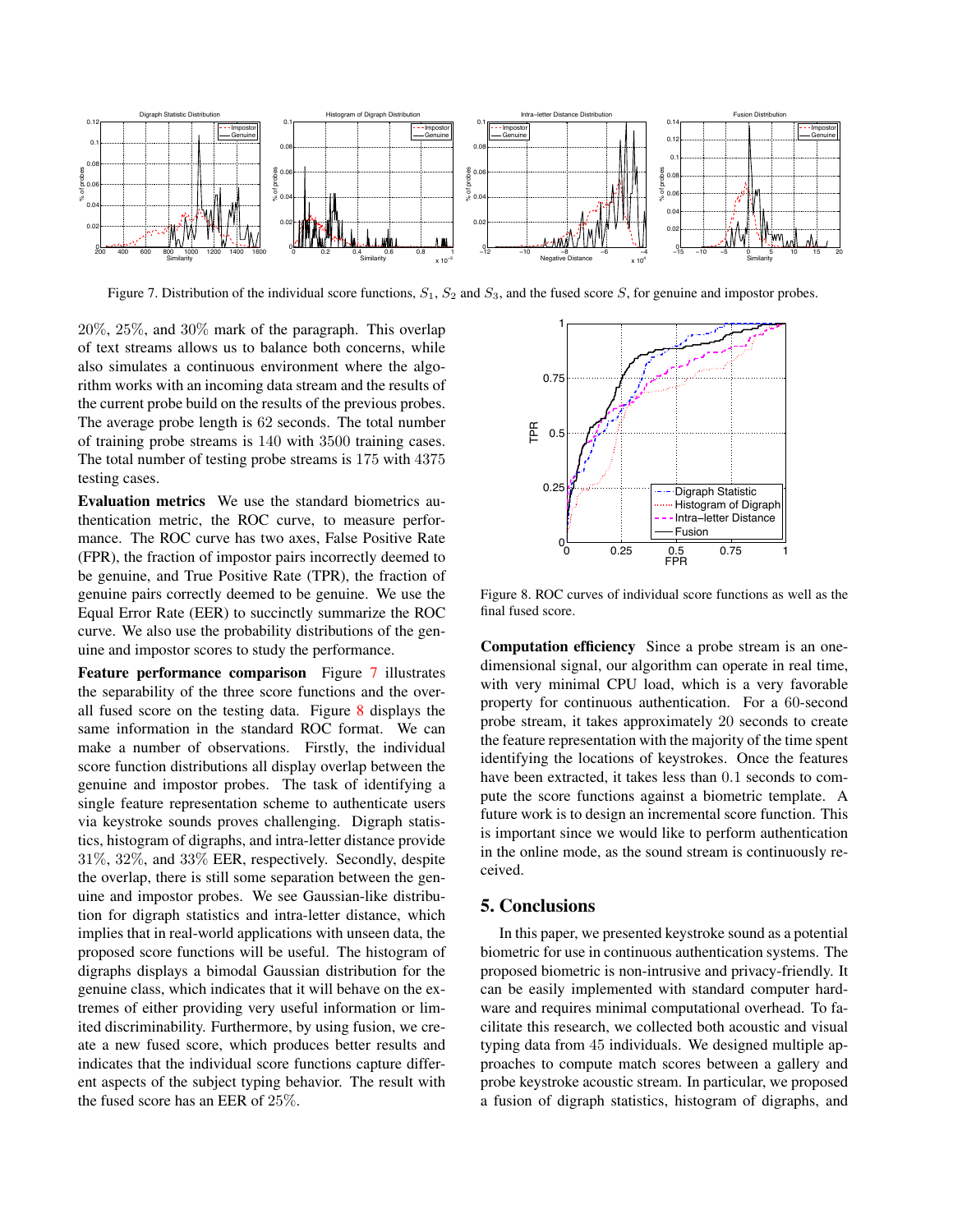Figure 7. Distribution of the individual score functions, $S_1$, $S_2$ and $S_3$, and the fused score $S$, for genuine and impostor probes.

20%, 25%, and 30% mark of the paragraph. This overlap of text streams allows us to balance both concerns, while also simulates a continuous environment where the algorithm works with an incoming data stream and the results of the current probe build on the results of the previous probes. The average probe length is 62 seconds. The total number of training probe streams is 140 with 3500 training cases. The total number of testing probe streams is 175 with 4375 testing cases.

**Evaluation metrics** We use the standard biometrics authentication metric, the ROC curve, to measure performance. The ROC curve has two axes, False Positive Rate (FPR), the fraction of impostor pairs incorrectly deemed to be genuine, and True Positive Rate (TPR), the fraction of genuine pairs correctly deemed to be genuine. We use the Equal Error Rate (EER) to succinctly summarize the ROC curve. We also use the probability distributions of the genuine and impostor scores to study the performance.

**Feature performance comparison** Figure 7 illustrates the separability of the three score functions and the overall fused score on the testing data. Figure 8 displays the same information in the standard ROC format. We can make a number of observations. Firstly, the individual score function distributions all display overlap between the genuine and impostor probes. The task of identifying a single feature representation scheme to authenticate users via keystroke sounds proves challenging. Digraph statistics, histogram of digraphs, and intra-letter distance provide 31%, 32%, and 33% EER, respectively. Secondly, despite the overlap, there is still some separation between the genuine and impostor probes. We see Gaussian-like distribution for digraph statistics and intra-letter distance, which implies that in real-world applications with unseen data, the proposed score functions will be useful. The histogram of digraphs displays a bimodal Gaussian distribution for the genuine class, which indicates that it will behave on the extremes of either providing very useful information or limited discriminability. Furthermore, by using fusion, we create a new fused score, which produces better results and indicates that the individual score functions capture different aspects of the subject typing behavior. The result with the fused score has an EER of 25%.

Figure 8. ROC curves of individual score functions as well as the final fused score.

**Computation efficiency** Since a probe stream is an one-dimensional signal, our algorithm can operate in real time, with very minimal CPU load, which is a very favorable property for continuous authentication. For a 60-second probe stream, it takes approximately 20 seconds to create the feature representation with the majority of the time spent identifying the locations of keystrokes. Once the features have been extracted, it takes less than 0.1 seconds to compute the score functions against a biometric template. A future work is to design an incremental score function. This is important since we would like to perform authentication in the online mode, as the sound stream is continuously received.

## 5. Conclusions

In this paper, we presented keystroke sound as a potential biometric for use in continuous authentication systems. The proposed biometric is non-intrusive and privacy-friendly. It can be easily implemented with standard computer hardware and requires minimal computational overhead. To facilitate this research, we collected both acoustic and visual typing data from 45 individuals. We designed multiple approaches to compute match scores between a gallery and probe keystroke acoustic stream. In particular, we proposed a fusion of digraph statistics, histogram of digraphs, and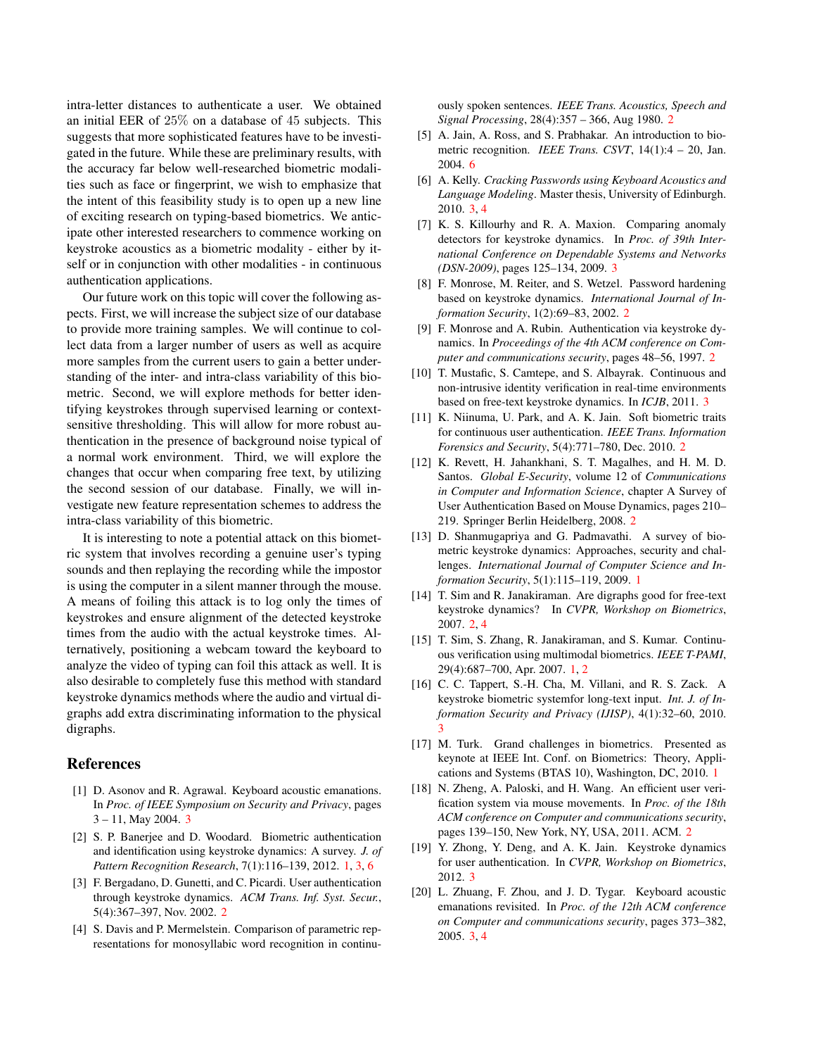intra-letter distances to authenticate a user. We obtained an initial EER of $25\%$ on a database of $45$ subjects. This suggests that more sophisticated features have to be investigated in the future. While these are preliminary results, with the accuracy far below well-researched biometric modalities such as face or fingerprint, we wish to emphasize that the intent of this feasibility study is to open up a new line of exciting research on typing-based biometrics. We anticipate other interested researchers to commence working on keystroke acoustics as a biometric modality - either by itself or in conjunction with other modalities - in continuous authentication applications.

Our future work on this topic will cover the following aspects. First, we will increase the subject size of our database to provide more training samples. We will continue to collect data from a larger number of users as well as acquire more samples from the current users to gain a better understanding of the inter- and intra-class variability of this biometric. Second, we will explore methods for better identifying keystrokes through supervised learning or context-sensitive thresholding. This will allow for more robust authentication in the presence of background noise typical of a normal work environment. Third, we will explore the changes that occur when comparing free text, by utilizing the second session of our database. Finally, we will investigate new feature representation schemes to address the intra-class variability of this biometric.

It is interesting to note a potential attack on this biometric system that involves recording a genuine user's typing sounds and then replaying the recording while the impostor is using the computer in a silent manner through the mouse. A means of foiling this attack is to log only the times of keystrokes and ensure alignment of the detected keystroke times from the audio with the actual keystroke times. Alternatively, positioning a webcam toward the keyboard to analyze the video of typing can foil this attack as well. It is also desirable to completely fuse this method with standard keystroke dynamics methods where the audio and virtual digraphs add extra discriminating information to the physical digraphs.

## References

[1] D. Asonov and R. Agrawal. Keyboard acoustic emanations. In *Proc. of IEEE Symposium on Security and Privacy*, pages 3 – 11, May 2004. 3

[2] S. P. Banerjee and D. Woodard. Biometric authentication and identification using keystroke dynamics: A survey. *J. of Pattern Recognition Research*, 7(1):116–139, 2012. 1, 3, 6

[3] F. Bergadano, D. Gunetti, and C. Picardi. User authentication through keystroke dynamics. *ACM Trans. Inf. Syst. Secur.*, 5(4):367–397, Nov. 2002. 2

[4] S. Davis and P. Mermelstein. Comparison of parametric representations for monosyllabic word recognition in continuously spoken sentences. *IEEE Trans. Acoustics, Speech and Signal Processing*, 28(4):357 – 366, Aug 1980. 2

[5] A. Jain, A. Ross, and S. Prabhakar. An introduction to biometric recognition. *IEEE Trans. CSVT*, 14(1):4 – 20, Jan. 2004. 6

[6] A. Kelly. *Cracking Passwords using Keyboard Acoustics and Language Modeling*. Master thesis, University of Edinburgh. 2010. 3, 4

[7] K. S. Killourhy and R. A. Maxion. Comparing anomaly detectors for keystroke dynamics. In *Proc. of 39th International Conference on Dependable Systems and Networks (DSN-2009)*, pages 125–134, 2009. 3

[8] F. Monrose, M. Reiter, and S. Wetzel. Password hardening based on keystroke dynamics. *International Journal of Information Security*, 1(2):69–83, 2002. 2

[9] F. Monrose and A. Rubin. Authentication via keystroke dynamics. In *Proceedings of the 4th ACM conference on Computer and communications security*, pages 48–56, 1997. 2

[10] T. Mustafic, S. Camtepe, and S. Albayrak. Continuous and non-intrusive identity verification in real-time environments based on free-text keystroke dynamics. In *ICJB*, 2011. 3

[11] K. Niinuma, U. Park, and A. K. Jain. Soft biometric traits for continuous user authentication. *IEEE Trans. Information Forensics and Security*, 5(4):771–780, Dec. 2010. 2

[12] K. Revett, H. Jahankhani, S. T. Magalhes, and H. M. D. Santos. *Global E-Security*, volume 12 of *Communications in Computer and Information Science*, chapter A Survey of User Authentication Based on Mouse Dynamics, pages 210–219. Springer Berlin Heidelberg, 2008. 2

[13] D. Shanmugapriya and G. Padmavathi. A survey of biometric keystroke dynamics: Approaches, security and challenges. *International Journal of Computer Science and Information Security*, 5(1):115–119, 2009. 1

[14] T. Sim and R. Janakiraman. Are digraphs good for free-text keystroke dynamics? In *CVPR, Workshop on Biometrics*, 2007. 2, 4

[15] T. Sim, S. Zhang, R. Janakiraman, and S. Kumar. Continuous verification using multimodal biometrics. *IEEE T-PAMI*, 29(4):687–700, Apr. 2007. 1, 2

[16] C. C. Tappert, S.-H. Cha, M. Villani, and R. S. Zack. A keystroke biometric systemfor long-text input. *Int. J. of Information Security and Privacy (IJISP)*, 4(1):32–60, 2010. 3

[17] M. Turk. Grand challenges in biometrics. Presented as keynote at IEEE Int. Conf. on Biometrics: Theory, Applications and Systems (BTAS 10), Washington, DC, 2010. 1

[18] N. Zheng, A. Paloski, and H. Wang. An efficient user verification system via mouse movements. In *Proc. of the 18th ACM conference on Computer and communications security*, pages 139–150, New York, NY, USA, 2011. ACM. 2

[19] Y. Zhong, Y. Deng, and A. K. Jain. Keystroke dynamics for user authentication. In *CVPR, Workshop on Biometrics*, 2012. 3

[20] L. Zhuang, F. Zhou, and J. D. Tygar. Keyboard acoustic emanations revisited. In *Proc. of the 12th ACM conference on Computer and communications security*, pages 373–382, 2005. 3, 4